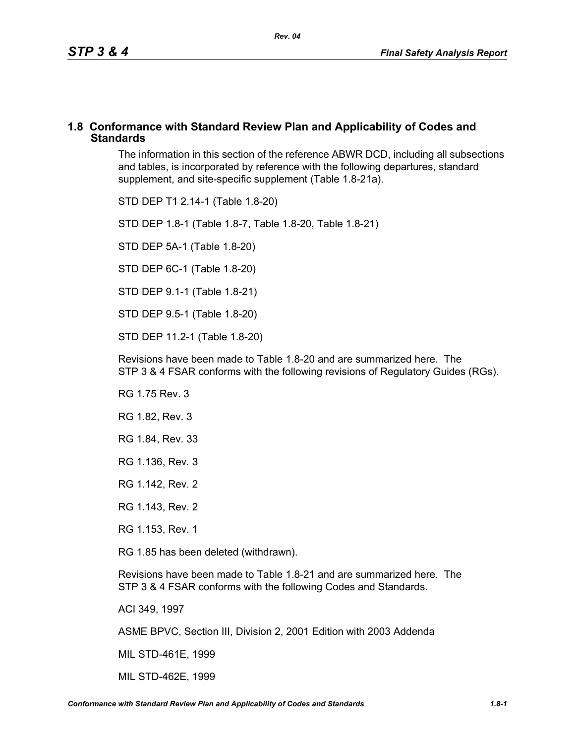## 1.8 Conformance with Standard Review Plan and Applicability of Codes and Standards

The information in this section of the reference ABWR DCD, including all subsections and tables, is incorporated by reference with the following departures, standard supplement, and site-specific supplement (Table 1.8-21a).

STD DEP T1 2.14-1 (Table 1.8-20)

STD DEP 1.8-1 (Table 1.8-7, Table 1.8-20, Table 1.8-21)

STD DEP 5A-1 (Table 1.8-20)

STD DEP 6C-1 (Table 1.8-20)

STD DEP 9.1-1 (Table 1.8-21)

STD DEP 9.5-1 (Table 1.8-20)

STD DEP 11.2-1 (Table 1.8-20)

Revisions have been made to Table 1.8-20 and are summarized here. The STP 3 & 4 FSAR conforms with the following revisions of Regulatory Guides (RGs).

RG 1.75 Rev. 3

RG 1.82, Rev. 3

RG 1.84, Rev. 33

RG 1.136, Rev. 3

RG 1.142, Rev. 2

RG 1.143, Rev. 2

RG 1.153, Rev. 1

RG 1.85 has been deleted (withdrawn).

Revisions have been made to Table 1.8-21 and are summarized here. The STP 3 & 4 FSAR conforms with the following Codes and Standards.

ACI 349, 1997

ASME BPVC, Section III, Division 2, 2001 Edition with 2003 Addenda

MIL STD-461E, 1999

MIL STD-462E, 1999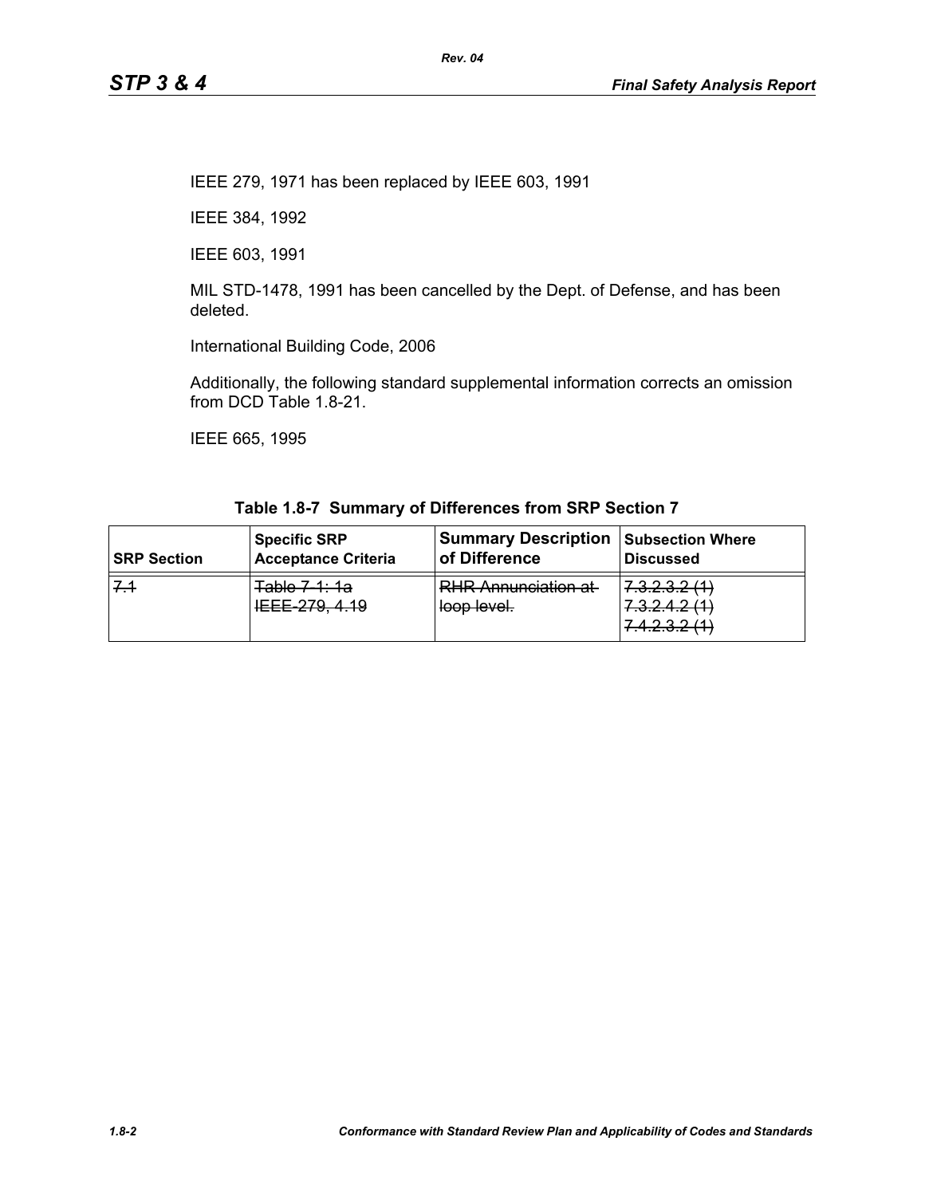IEEE 279, 1971 has been replaced by IEEE 603, 1991

IEEE 384, 1992

IEEE 603, 1991

MIL STD-1478, 1991 has been cancelled by the Dept. of Defense, and has been deleted.

International Building Code, 2006

Additionally, the following standard supplemental information corrects an omission from DCD Table 1.8-21.

IEEE 665, 1995

**Table 1.8-7 Summary of Differences from SRP Section 7**

| SRP Section | Specific SRP Acceptance Criteria | Summary Description of Difference | Subsection Where Discussed |
|---|---|---|---|
| ~~7.1~~ | ~~Table 7-1: 1a IEEE-279, 4.19~~ | ~~RHR Annunciation at loop level.~~ | ~~7.3.2.3.2 (1) 7.3.2.4.2 (1) 7.4.2.3.2 (1)~~ |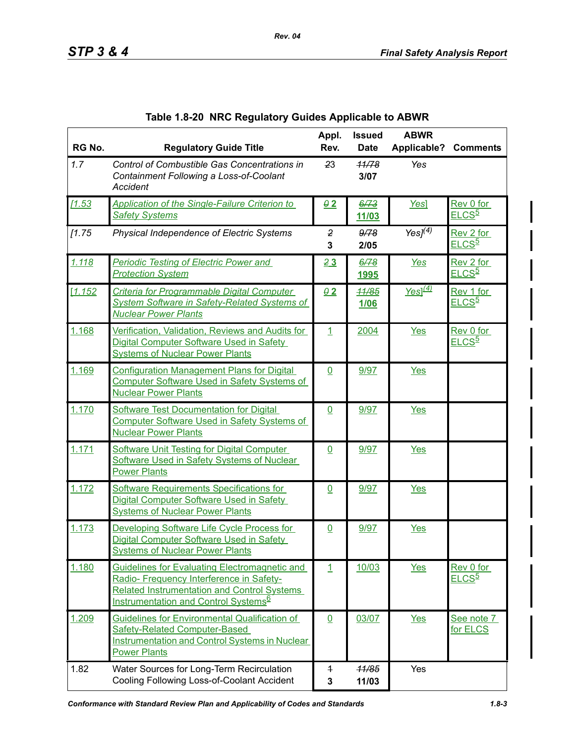**Table 1.8-20 NRC Regulatory Guides Applicable to ABWR**

| RG No. | Regulatory Guide Title | Appl. Rev. | Issued Date | ABWR Applicable? | Comments |
|---|---|---|---|---|---|
| 1.7 | Control of Combustible Gas Concentrations in Containment Following a Loss-of-Coolant Accident | ~~2~~3 | ~~11/78~~ 3/07 | Yes | |
| [1.53 | Application of the Single-Failure Criterion to Safety Systems | ~~0~~ 2 | ~~6/73~~ 11/03 | Yes] | Rev 0 for ELCS[5] |
| [1.75 | Physical Independence of Electric Systems | ~~2~~ 3 | ~~9/78~~ 2/05 | Yes][(4)] | Rev 2 for ELCS[5] |
| 1.118 | Periodic Testing of Electric Power and Protection System | ~~2~~ 3 | ~~6/78~~ 1995 | Yes | Rev 2 for ELCS[5] |
| [1.152 | Criteria for Programmable Digital Computer System Software in Safety-Related Systems of Nuclear Power Plants | ~~0~~ 2 | ~~11/85~~ 1/06 | Yes][(4)] | Rev 1 for ELCS[5] |
| 1.168 | Verification, Validation, Reviews and Audits for Digital Computer Software Used in Safety Systems of Nuclear Power Plants | 1 | 2004 | Yes | Rev 0 for ELCS[5] |
| 1.169 | Configuration Management Plans for Digital Computer Software Used in Safety Systems of Nuclear Power Plants | 0 | 9/97 | Yes | |
| 1.170 | Software Test Documentation for Digital Computer Software Used in Safety Systems of Nuclear Power Plants | 0 | 9/97 | Yes | |
| 1.171 | Software Unit Testing for Digital Computer Software Used in Safety Systems of Nuclear Power Plants | 0 | 9/97 | Yes | |
| 1.172 | Software Requirements Specifications for Digital Computer Software Used in Safety Systems of Nuclear Power Plants | 0 | 9/97 | Yes | |
| 1.173 | Developing Software Life Cycle Process for Digital Computer Software Used in Safety Systems of Nuclear Power Plants | 0 | 9/97 | Yes | |
| 1.180 | Guidelines for Evaluating Electromagnetic and Radio- Frequency Interference in Safety-Related Instrumentation and Control Systems Instrumentation and Control Systems[6] | 1 | 10/03 | Yes | Rev 0 for ELCS[5] |
| 1.209 | Guidelines for Environmental Qualification of Safety-Related Computer-Based Instrumentation and Control Systems in Nuclear Power Plants | 0 | 03/07 | Yes | See note 7 for ELCS |
| 1.82 | Water Sources for Long-Term Recirculation Cooling Following Loss-of-Coolant Accident | ~~1~~ 3 | ~~11/85~~ 11/03 | Yes | |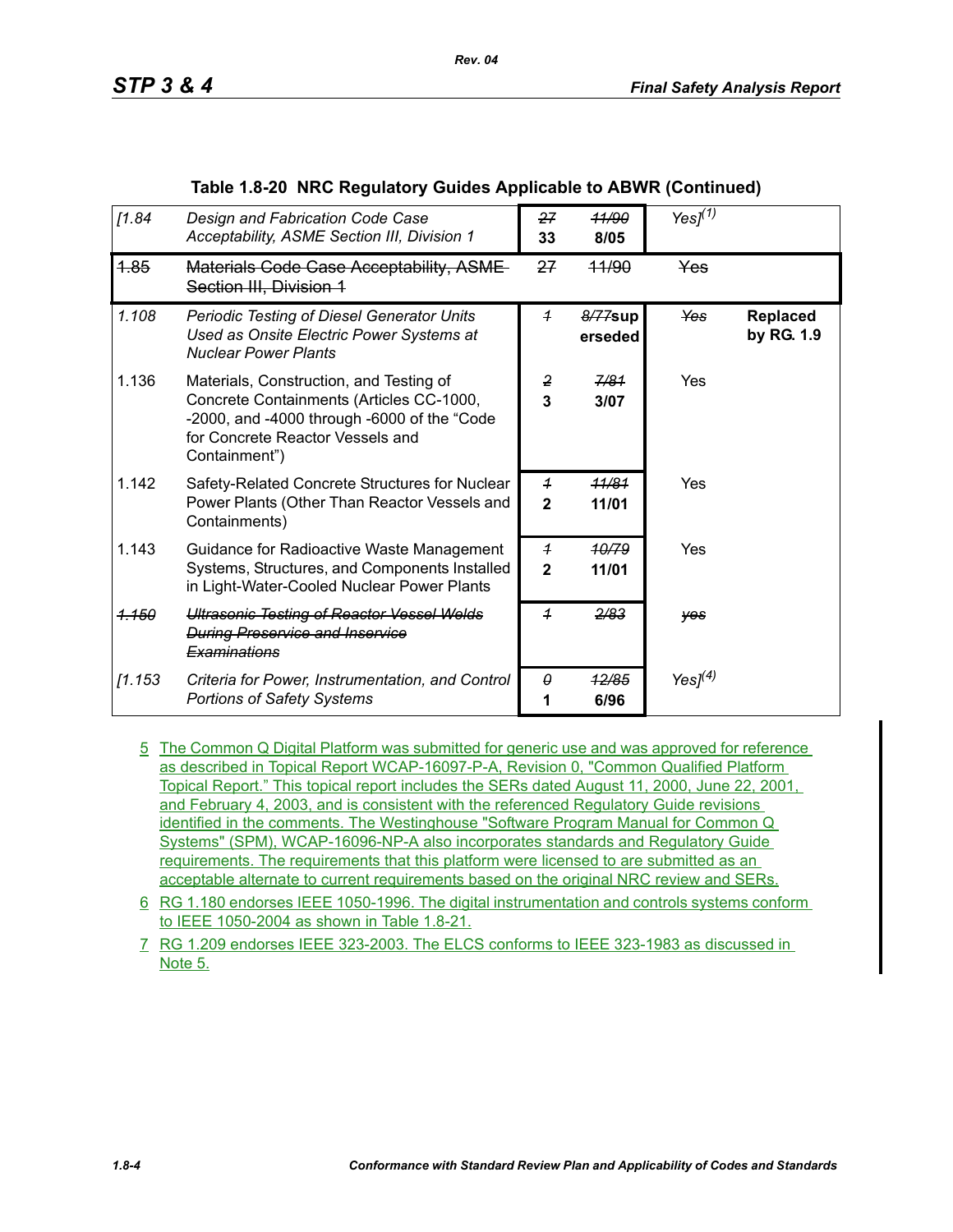**Table 1.8-20 NRC Regulatory Guides Applicable to ABWR (Continued)**

| | | | | | |
|---|---|---|---|---|---|
| *[1.84* | *Design and Fabrication Code Case Acceptability, ASME Section III, Division 1* | ~~*27*~~ **33** | ~~*11/90*~~ **8/05** | *Yes]*[(1)] | |
| ~~1.85~~ | ~~Materials Code Case Acceptability, ASME Section III, Division 1~~ | ~~27~~ | ~~11/90~~ | ~~Yes~~ | |
| *1.108* | *Periodic Testing of Diesel Generator Units Used as Onsite Electric Power Systems at Nuclear Power Plants* | ~~*1*~~ | ~~*8/77*~~**superseded** | ~~*Yes*~~ | **Replaced by RG. 1.9** |
| 1.136 | Materials, Construction, and Testing of Concrete Containments (Articles CC-1000, -2000, and -4000 through -6000 of the "Code for Concrete Reactor Vessels and Containment") | ~~*2*~~ **3** | ~~*7/81*~~ **3/07** | Yes | |
| 1.142 | Safety-Related Concrete Structures for Nuclear Power Plants (Other Than Reactor Vessels and Containments) | ~~*1*~~ **2** | ~~*11/81*~~ **11/01** | Yes | |
| 1.143 | Guidance for Radioactive Waste Management Systems, Structures, and Components Installed in Light-Water-Cooled Nuclear Power Plants | ~~*1*~~ **2** | ~~*10/79*~~ **11/01** | Yes | |
| ~~*1.150*~~ | ~~*Ultrasonic Testing of Reactor Vessel Welds During Preservice and Inservice Examinations*~~ | ~~*1*~~ | ~~*2/83*~~ | ~~*yes*~~ | |
| *[1.153* | *Criteria for Power, Instrumentation, and Control Portions of Safety Systems* | ~~*0*~~ **1** | ~~*12/85*~~ **6/96** | *Yes]*[(4)] | |

5 The Common Q Digital Platform was submitted for generic use and was approved for reference as described in Topical Report WCAP-16097-P-A, Revision 0, "Common Qualified Platform Topical Report." This topical report includes the SERs dated August 11, 2000, June 22, 2001, and February 4, 2003, and is consistent with the referenced Regulatory Guide revisions identified in the comments. The Westinghouse "Software Program Manual for Common Q Systems" (SPM), WCAP-16096-NP-A also incorporates standards and Regulatory Guide requirements. The requirements that this platform were licensed to are submitted as an acceptable alternate to current requirements based on the original NRC review and SERs.

6 RG 1.180 endorses IEEE 1050-1996. The digital instrumentation and controls systems conform to IEEE 1050-2004 as shown in Table 1.8-21.

7 RG 1.209 endorses IEEE 323-2003. The ELCS conforms to IEEE 323-1983 as discussed in Note 5.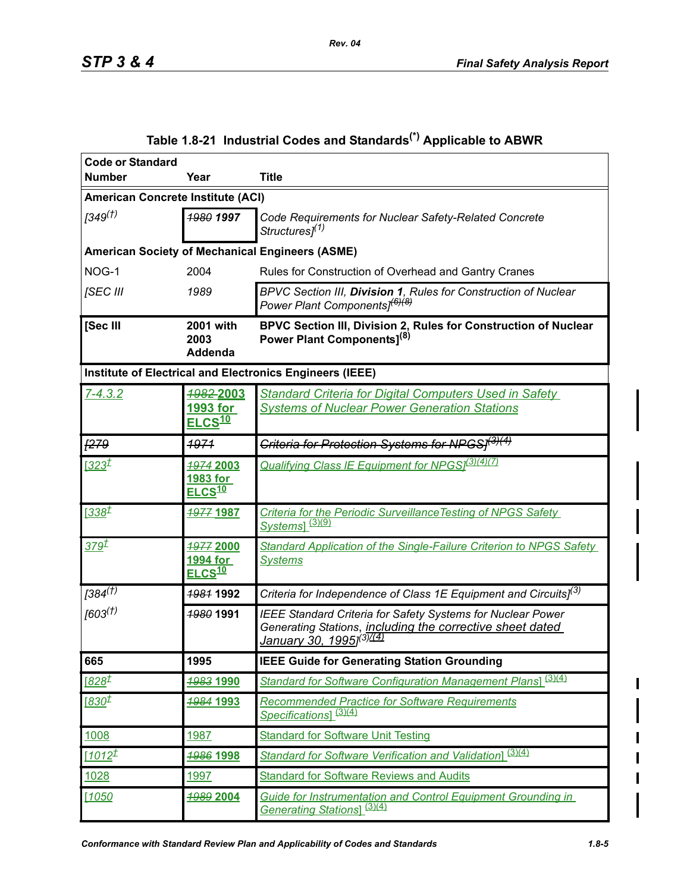## Table 1.8-21 Industrial Codes and Standards(*) Applicable to ABWR

| Code or Standard Number | Year | Title |
|---|---|---|
| **American Concrete Institute (ACI)** | | |
| [349(†) | ~~1980~~ 1997 | Code Requirements for Nuclear Safety-Related Concrete Structures](1) |
| **American Society of Mechanical Engineers (ASME)** | | |
| NOG-1 | 2004 | Rules for Construction of Overhead and Gantry Cranes |
| [SEC III | 1989 | BPVC Section III, **Division 1**, Rules for Construction of Nuclear Power Plant Components](6)(8) |
| **[Sec III** | **2001 with 2003 Addenda** | **BPVC Section III, Division 2, Rules for Construction of Nuclear Power Plant Components](8)** |
| **Institute of Electrical and Electronics Engineers (IEEE)** | | |
| 7-4.3.2 | ~~1982~~ 2003 1993 for ELCS[10] | Standard Criteria for Digital Computers Used in Safety Systems of Nuclear Power Generation Stations |
| ~~[279~~ | ~~1971~~ | ~~Criteria for Protection Systems for NPGS](3)(4)~~ |
| [323† | ~~1974~~ 2003 1983 for ELCS[10] | Qualifying Class IE Equipment for NPGS](3)(4)(7) |
| [338† | ~~1977~~ 1987 | Criteria for the Periodic Surveillance Testing of NPGS Safety Systems] (3)(9) |
| 379† | ~~1977~~ 2000 1994 for ELCS[10] | Standard Application of the Single-Failure Criterion to NPGS Safety Systems |
| [384(†) | ~~1981~~ 1992 | Criteria for Independence of Class 1E Equipment and Circuits](3) |
| [603(†) | ~~1980~~ 1991 | IEEE Standard Criteria for Safety Systems for Nuclear Power Generating Stations, including the corrective sheet dated January 30, 1995](3)~~(4)~~ |
| **665** | **1995** | **IEEE Guide for Generating Station Grounding** |
| [828† | ~~1983~~ 1990 | Standard for Software Configuration Management Plans] (3)(4) |
| [830† | ~~1984~~ 1993 | Recommended Practice for Software Requirements Specifications] (3)(4) |
| 1008 | 1987 | Standard for Software Unit Testing |
| [1012† | ~~1986~~ 1998 | Standard for Software Verification and Validation] (3)(4) |
| 1028 | 1997 | Standard for Software Reviews and Audits |
| [1050 | ~~1989~~ 2004 | Guide for Instrumentation and Control Equipment Grounding in Generating Stations] (3)(4) |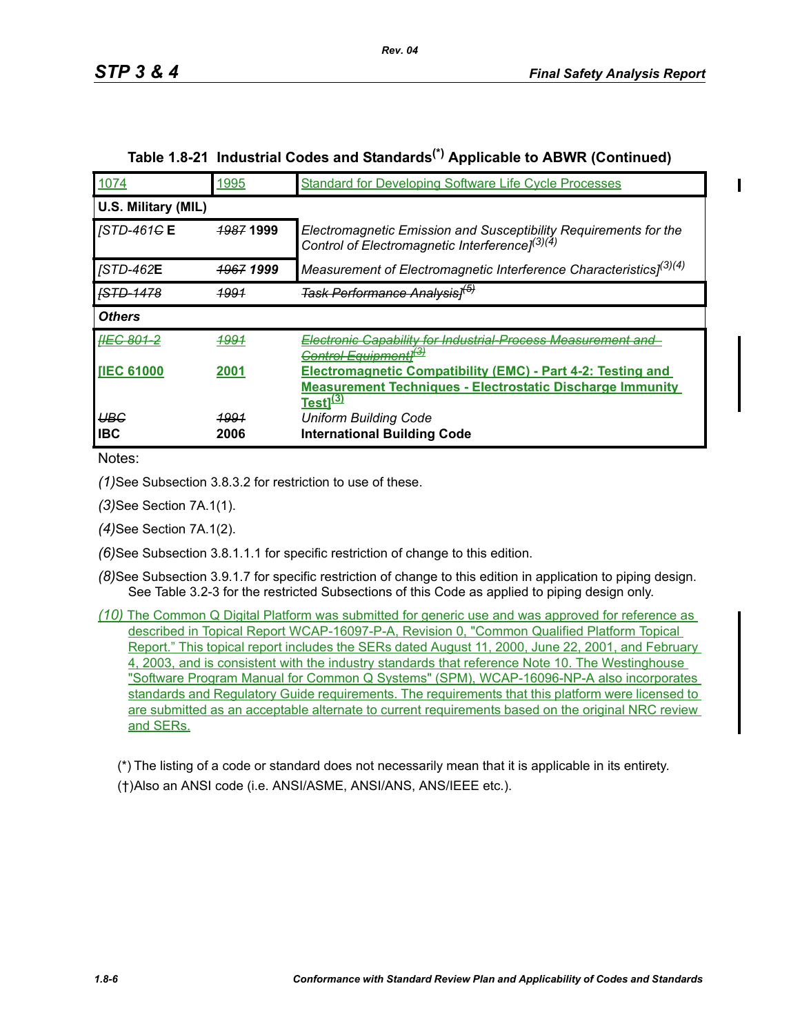## Table 1.8-21 Industrial Codes and Standards(*) Applicable to ABWR (Continued)

| | | |
|---|---|---|
| 1074 | 1995 | Standard for Developing Software Life Cycle Processes |
| **U.S. Military (MIL)** | | |
| *[STD-461C* **E** | *1987* **1999** | *Electromagnetic Emission and Susceptibility Requirements for the Control of Electromagnetic Interference]*(3)(4) |
| *[STD-462***E** | *1967* ***1999*** | *Measurement of Electromagnetic Interference Characteristics]*(3)(4) |
| ~~*[STD-1478*~~ | ~~*1991*~~ | ~~*Task Performance Analysis]*~~(5) |
| ***Others*** | | |
| ~~*[IEC 801-2*~~ | ~~*1991*~~ | ~~*Electronic Capability for Industrial-Process Measurement and Control Equipment]*~~(3) |
| **[IEC 61000** | **2001** | **Electromagnetic Compatibility (EMC) - Part 4-2: Testing and Measurement Techniques - Electrostatic Discharge Immunity Test]**(3) |
| ~~*UBC*~~ | ~~*1991*~~ | *Uniform Building Code* |
| **IBC** | **2006** | **International Building Code** |

Notes:

*(1)* See Subsection 3.8.3.2 for restriction to use of these.

*(3)* See Section 7A.1(1).

*(4)* See Section 7A.1(2).

*(6)* See Subsection 3.8.1.1.1 for specific restriction of change to this edition.

*(8)* See Subsection 3.9.1.7 for specific restriction of change to this edition in application to piping design. See Table 3.2-3 for the restricted Subsections of this Code as applied to piping design only.

*(10)* The Common Q Digital Platform was submitted for generic use and was approved for reference as described in Topical Report WCAP-16097-P-A, Revision 0, "Common Qualified Platform Topical Report." This topical report includes the SERs dated August 11, 2000, June 22, 2001, and February 4, 2003, and is consistent with the industry standards that reference Note 10. The Westinghouse "Software Program Manual for Common Q Systems" (SPM), WCAP-16096-NP-A also incorporates standards and Regulatory Guide requirements. The requirements that this platform were licensed to are submitted as an acceptable alternate to current requirements based on the original NRC review and SERs.

(*) The listing of a code or standard does not necessarily mean that it is applicable in its entirety.

(†) Also an ANSI code (i.e. ANSI/ASME, ANSI/ANS, ANS/IEEE etc.).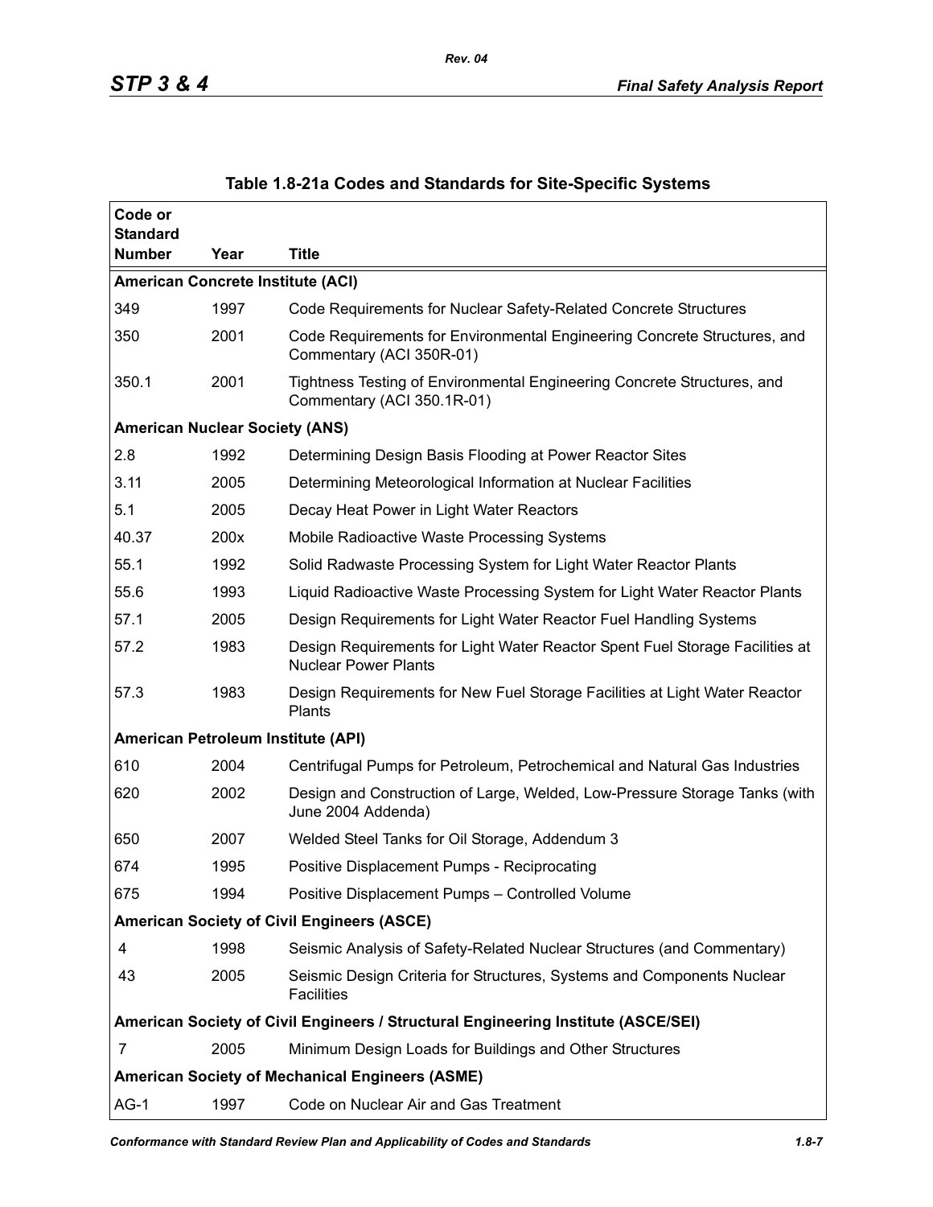## Table 1.8-21a Codes and Standards for Site-Specific Systems

| Code or Standard Number | Year | Title |
|---|---|---|
| **American Concrete Institute (ACI)** | | |
| 349 | 1997 | Code Requirements for Nuclear Safety-Related Concrete Structures |
| 350 | 2001 | Code Requirements for Environmental Engineering Concrete Structures, and Commentary (ACI 350R-01) |
| 350.1 | 2001 | Tightness Testing of Environmental Engineering Concrete Structures, and Commentary (ACI 350.1R-01) |
| **American Nuclear Society (ANS)** | | |
| 2.8 | 1992 | Determining Design Basis Flooding at Power Reactor Sites |
| 3.11 | 2005 | Determining Meteorological Information at Nuclear Facilities |
| 5.1 | 2005 | Decay Heat Power in Light Water Reactors |
| 40.37 | 200x | Mobile Radioactive Waste Processing Systems |
| 55.1 | 1992 | Solid Radwaste Processing System for Light Water Reactor Plants |
| 55.6 | 1993 | Liquid Radioactive Waste Processing System for Light Water Reactor Plants |
| 57.1 | 2005 | Design Requirements for Light Water Reactor Fuel Handling Systems |
| 57.2 | 1983 | Design Requirements for Light Water Reactor Spent Fuel Storage Facilities at Nuclear Power Plants |
| 57.3 | 1983 | Design Requirements for New Fuel Storage Facilities at Light Water Reactor Plants |
| **American Petroleum Institute (API)** | | |
| 610 | 2004 | Centrifugal Pumps for Petroleum, Petrochemical and Natural Gas Industries |
| 620 | 2002 | Design and Construction of Large, Welded, Low-Pressure Storage Tanks (with June 2004 Addenda) |
| 650 | 2007 | Welded Steel Tanks for Oil Storage, Addendum 3 |
| 674 | 1995 | Positive Displacement Pumps - Reciprocating |
| 675 | 1994 | Positive Displacement Pumps – Controlled Volume |
| **American Society of Civil Engineers (ASCE)** | | |
| 4 | 1998 | Seismic Analysis of Safety-Related Nuclear Structures (and Commentary) |
| 43 | 2005 | Seismic Design Criteria for Structures, Systems and Components Nuclear Facilities |
| **American Society of Civil Engineers / Structural Engineering Institute (ASCE/SEI)** | | |
| 7 | 2005 | Minimum Design Loads for Buildings and Other Structures |
| **American Society of Mechanical Engineers (ASME)** | | |
| AG-1 | 1997 | Code on Nuclear Air and Gas Treatment |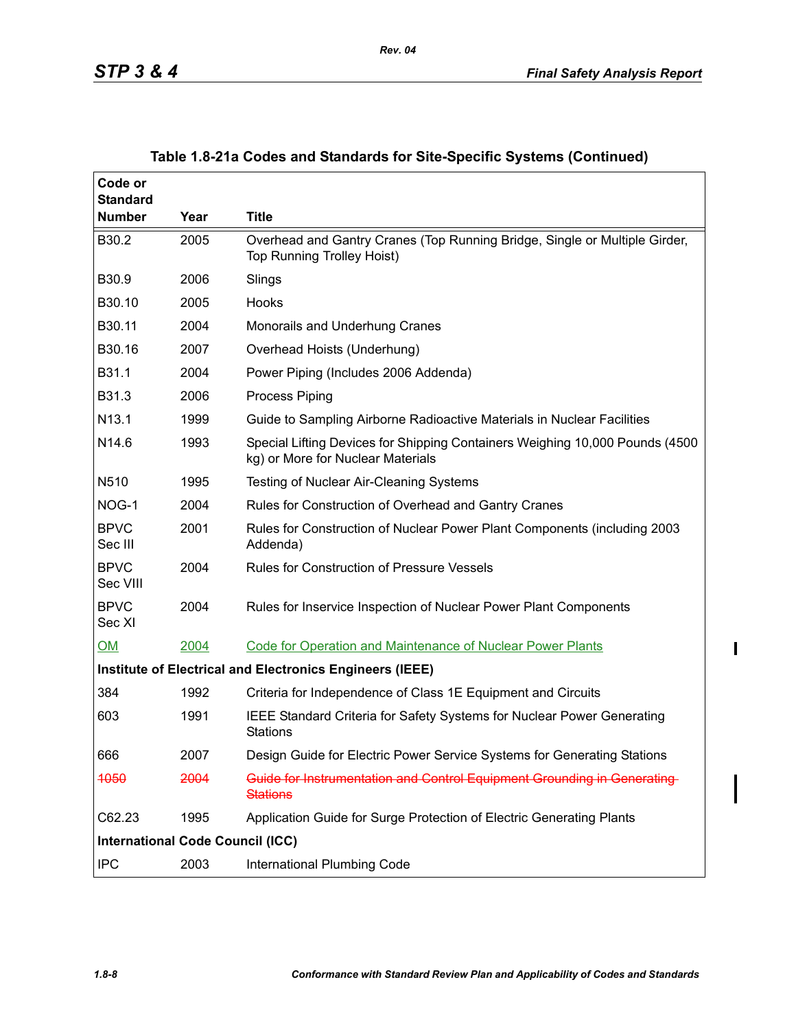## Table 1.8-21a Codes and Standards for Site-Specific Systems (Continued)

| Code or Standard Number | Year | Title |
|---|---|---|
| B30.2 | 2005 | Overhead and Gantry Cranes (Top Running Bridge, Single or Multiple Girder, Top Running Trolley Hoist) |
| B30.9 | 2006 | Slings |
| B30.10 | 2005 | Hooks |
| B30.11 | 2004 | Monorails and Underhung Cranes |
| B30.16 | 2007 | Overhead Hoists (Underhung) |
| B31.1 | 2004 | Power Piping (Includes 2006 Addenda) |
| B31.3 | 2006 | Process Piping |
| N13.1 | 1999 | Guide to Sampling Airborne Radioactive Materials in Nuclear Facilities |
| N14.6 | 1993 | Special Lifting Devices for Shipping Containers Weighing 10,000 Pounds (4500 kg) or More for Nuclear Materials |
| N510 | 1995 | Testing of Nuclear Air-Cleaning Systems |
| NOG-1 | 2004 | Rules for Construction of Overhead and Gantry Cranes |
| BPVC Sec III | 2001 | Rules for Construction of Nuclear Power Plant Components (including 2003 Addenda) |
| BPVC Sec VIII | 2004 | Rules for Construction of Pressure Vessels |
| BPVC Sec XI | 2004 | Rules for Inservice Inspection of Nuclear Power Plant Components |
| OM | 2004 | Code for Operation and Maintenance of Nuclear Power Plants |
| **Institute of Electrical and Electronics Engineers (IEEE)** | | |
| 384 | 1992 | Criteria for Independence of Class 1E Equipment and Circuits |
| 603 | 1991 | IEEE Standard Criteria for Safety Systems for Nuclear Power Generating Stations |
| 666 | 2007 | Design Guide for Electric Power Service Systems for Generating Stations |
| ~~1050~~ | ~~2004~~ | ~~Guide for Instrumentation and Control Equipment Grounding in Generating Stations~~ |
| C62.23 | 1995 | Application Guide for Surge Protection of Electric Generating Plants |
| **International Code Council (ICC)** | | |
| IPC | 2003 | International Plumbing Code |